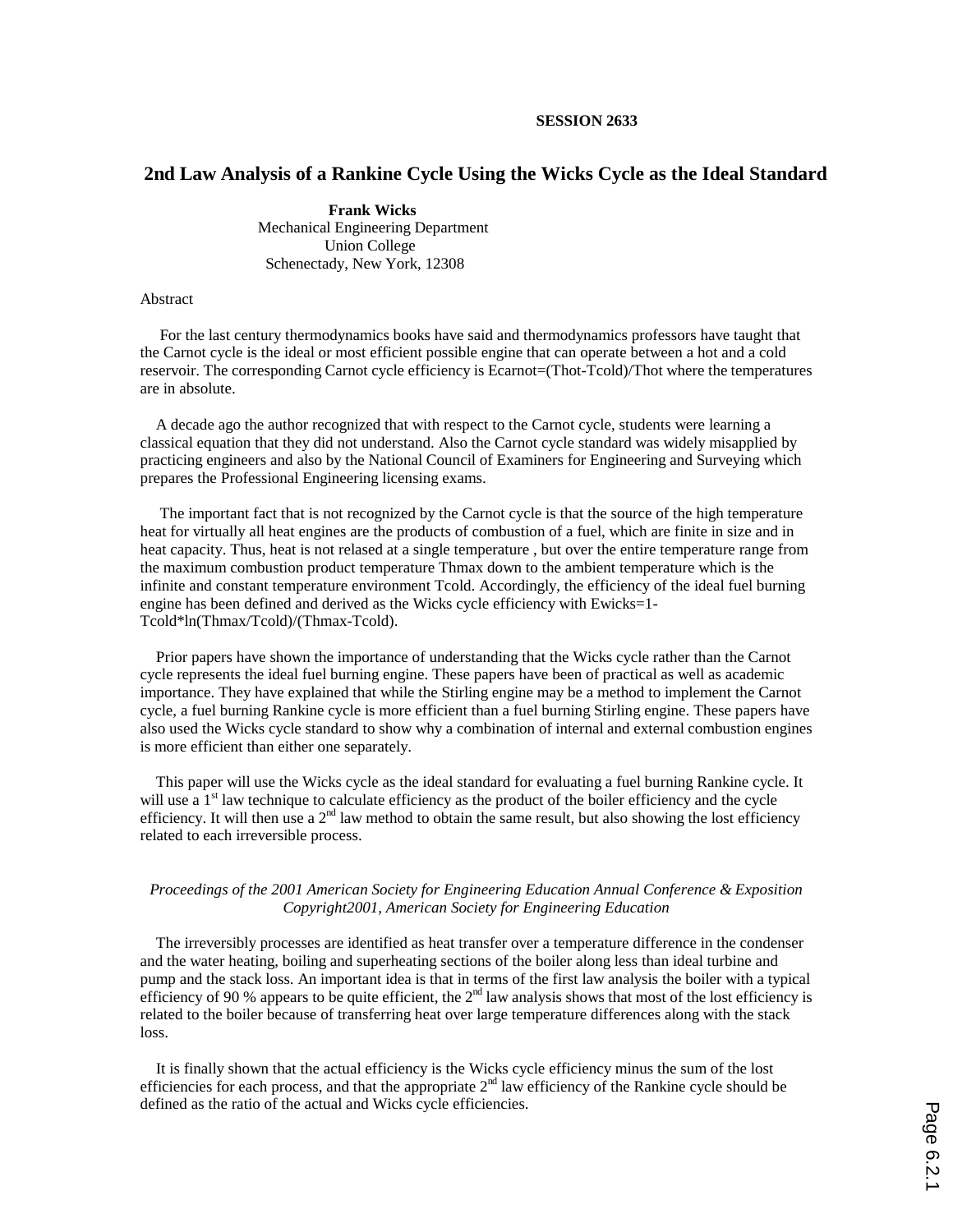SESSION 2633

# 2nd Law Analysis of a Rankine Cycle Using the Wicks Cycle as the Ideal Standard

**Frank Wicks**
Mechanical Engineering Department
Union College
Schenectady, New York, 12308

Abstract

For the last century thermodynamics books have said and thermodynamics professors have taught that the Carnot cycle is the ideal or most efficient possible engine that can operate between a hot and a cold reservoir. The corresponding Carnot cycle efficiency is Ecarnot=(Thot-Tcold)/Thot where the temperatures are in absolute.

A decade ago the author recognized that with respect to the Carnot cycle, students were learning a classical equation that they did not understand. Also the Carnot cycle standard was widely misapplied by practicing engineers and also by the National Council of Examiners for Engineering and Surveying which prepares the Professional Engineering licensing exams.

The important fact that is not recognized by the Carnot cycle is that the source of the high temperature heat for virtually all heat engines are the products of combustion of a fuel, which are finite in size and in heat capacity. Thus, heat is not relased at a single temperature , but over the entire temperature range from the maximum combustion product temperature Thmax down to the ambient temperature which is the infinite and constant temperature environment Tcold. Accordingly, the efficiency of the ideal fuel burning engine has been defined and derived as the Wicks cycle efficiency with Ewicks=1-Tcold*ln(Thmax/Tcold)/(Thmax-Tcold).

Prior papers have shown the importance of understanding that the Wicks cycle rather than the Carnot cycle represents the ideal fuel burning engine. These papers have been of practical as well as academic importance. They have explained that while the Stirling engine may be a method to implement the Carnot cycle, a fuel burning Rankine cycle is more efficient than a fuel burning Stirling engine. These papers have also used the Wicks cycle standard to show why a combination of internal and external combustion engines is more efficient than either one separately.

This paper will use the Wicks cycle as the ideal standard for evaluating a fuel burning Rankine cycle. It will use a 1$^{st}$ law technique to calculate efficiency as the product of the boiler efficiency and the cycle efficiency. It will then use a 2$^{nd}$ law method to obtain the same result, but also showing the lost efficiency related to each irreversible process.

*Proceedings of the 2001 American Society for Engineering Education Annual Conference & Exposition Copyright2001, American Society for Engineering Education*

The irreversibly processes are identified as heat transfer over a temperature difference in the condenser and the water heating, boiling and superheating sections of the boiler along less than ideal turbine and pump and the stack loss. An important idea is that in terms of the first law analysis the boiler with a typical efficiency of 90 % appears to be quite efficient, the 2$^{nd}$ law analysis shows that most of the lost efficiency is related to the boiler because of transferring heat over large temperature differences along with the stack loss.

It is finally shown that the actual efficiency is the Wicks cycle efficiency minus the sum of the lost efficiencies for each process, and that the appropriate 2$^{nd}$ law efficiency of the Rankine cycle should be defined as the ratio of the actual and Wicks cycle efficiencies.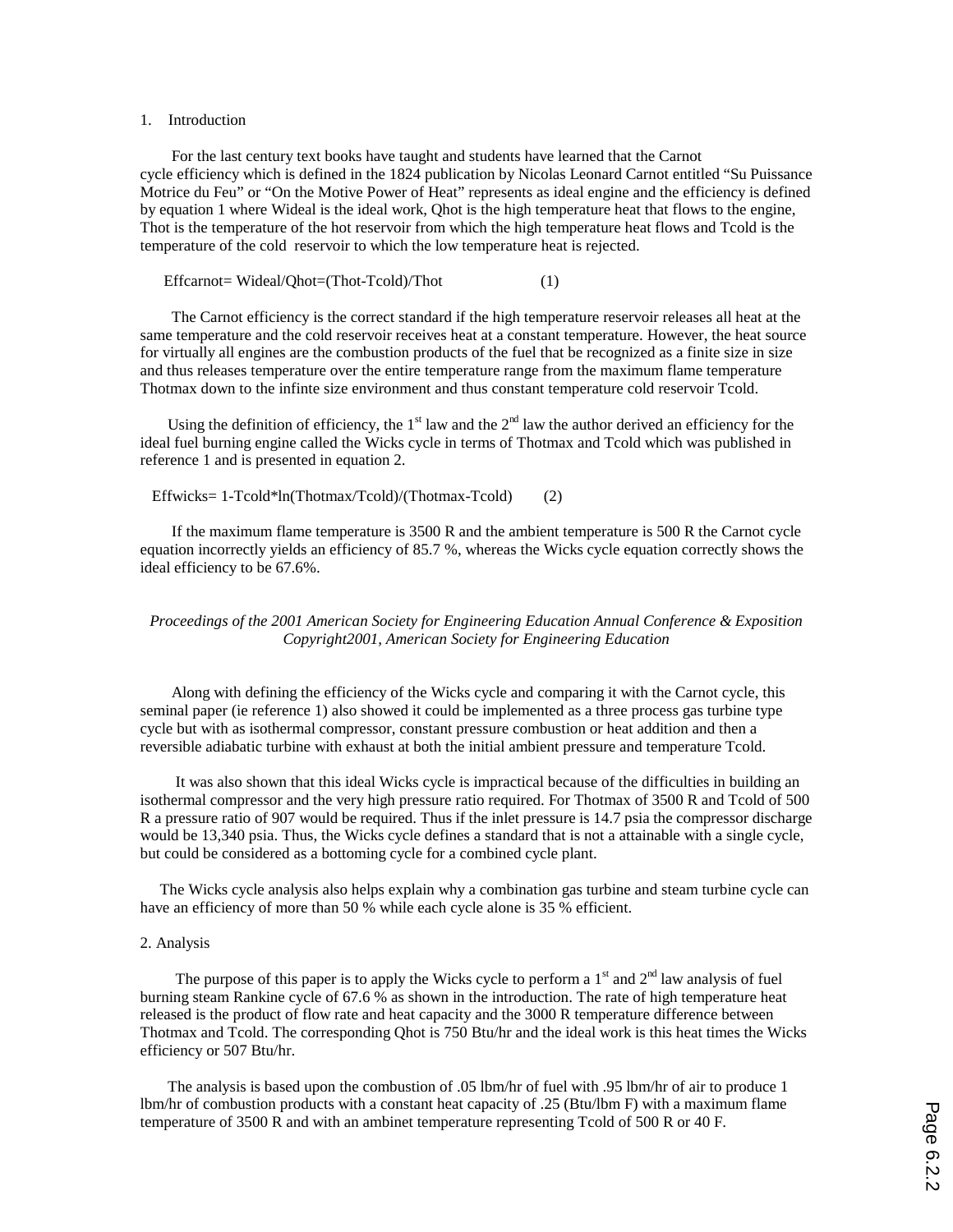1. Introduction

For the last century text books have taught and students have learned that the Carnot cycle efficiency which is defined in the 1824 publication by Nicolas Leonard Carnot entitled "Su Puissance Motrice du Feu" or "On the Motive Power of Heat" represents as ideal engine and the efficiency is defined by equation 1 where Wideal is the ideal work, Qhot is the high temperature heat that flows to the engine, Thot is the temperature of the hot reservoir from which the high temperature heat flows and Tcold is the temperature of the cold reservoir to which the low temperature heat is rejected.

$$Effcarnot= Wideal/Qhot=(Thot-Tcold)/Thot \qquad (1)$$

The Carnot efficiency is the correct standard if the high temperature reservoir releases all heat at the same temperature and the cold reservoir receives heat at a constant temperature. However, the heat source for virtually all engines are the combustion products of the fuel that be recognized as a finite size in size and thus releases temperature over the entire temperature range from the maximum flame temperature Thotmax down to the infinte size environment and thus constant temperature cold reservoir Tcold.

Using the definition of efficiency, the $1^{st}$ law and the $2^{nd}$ law the author derived an efficiency for the ideal fuel burning engine called the Wicks cycle in terms of Thotmax and Tcold which was published in reference 1 and is presented in equation 2.

$$Effwicks= 1-Tcold*\ln(Thotmax/Tcold)/(Thotmax-Tcold) \qquad (2)$$

If the maximum flame temperature is 3500 R and the ambient temperature is 500 R the Carnot cycle equation incorrectly yields an efficiency of 85.7 %, whereas the Wicks cycle equation correctly shows the ideal efficiency to be 67.6%.

*Proceedings of the 2001 American Society for Engineering Education Annual Conference & Exposition Copyright2001, American Society for Engineering Education*

Along with defining the efficiency of the Wicks cycle and comparing it with the Carnot cycle, this seminal paper (ie reference 1) also showed it could be implemented as a three process gas turbine type cycle but with as isothermal compressor, constant pressure combustion or heat addition and then a reversible adiabatic turbine with exhaust at both the initial ambient pressure and temperature Tcold.

It was also shown that this ideal Wicks cycle is impractical because of the difficulties in building an isothermal compressor and the very high pressure ratio required. For Thotmax of 3500 R and Tcold of 500 R a pressure ratio of 907 would be required. Thus if the inlet pressure is 14.7 psia the compressor discharge would be 13,340 psia. Thus, the Wicks cycle defines a standard that is not a attainable with a single cycle, but could be considered as a bottoming cycle for a combined cycle plant.

The Wicks cycle analysis also helps explain why a combination gas turbine and steam turbine cycle can have an efficiency of more than 50 % while each cycle alone is 35 % efficient.

2. Analysis

The purpose of this paper is to apply the Wicks cycle to perform a $1^{st}$ and $2^{nd}$ law analysis of fuel burning steam Rankine cycle of 67.6 % as shown in the introduction. The rate of high temperature heat released is the product of flow rate and heat capacity and the 3000 R temperature difference between Thotmax and Tcold. The corresponding Qhot is 750 Btu/hr and the ideal work is this heat times the Wicks efficiency or 507 Btu/hr.

The analysis is based upon the combustion of .05 lbm/hr of fuel with .95 lbm/hr of air to produce 1 lbm/hr of combustion products with a constant heat capacity of .25 (Btu/lbm F) with a maximum flame temperature of 3500 R and with an ambinet temperature representing Tcold of 500 R or 40 F.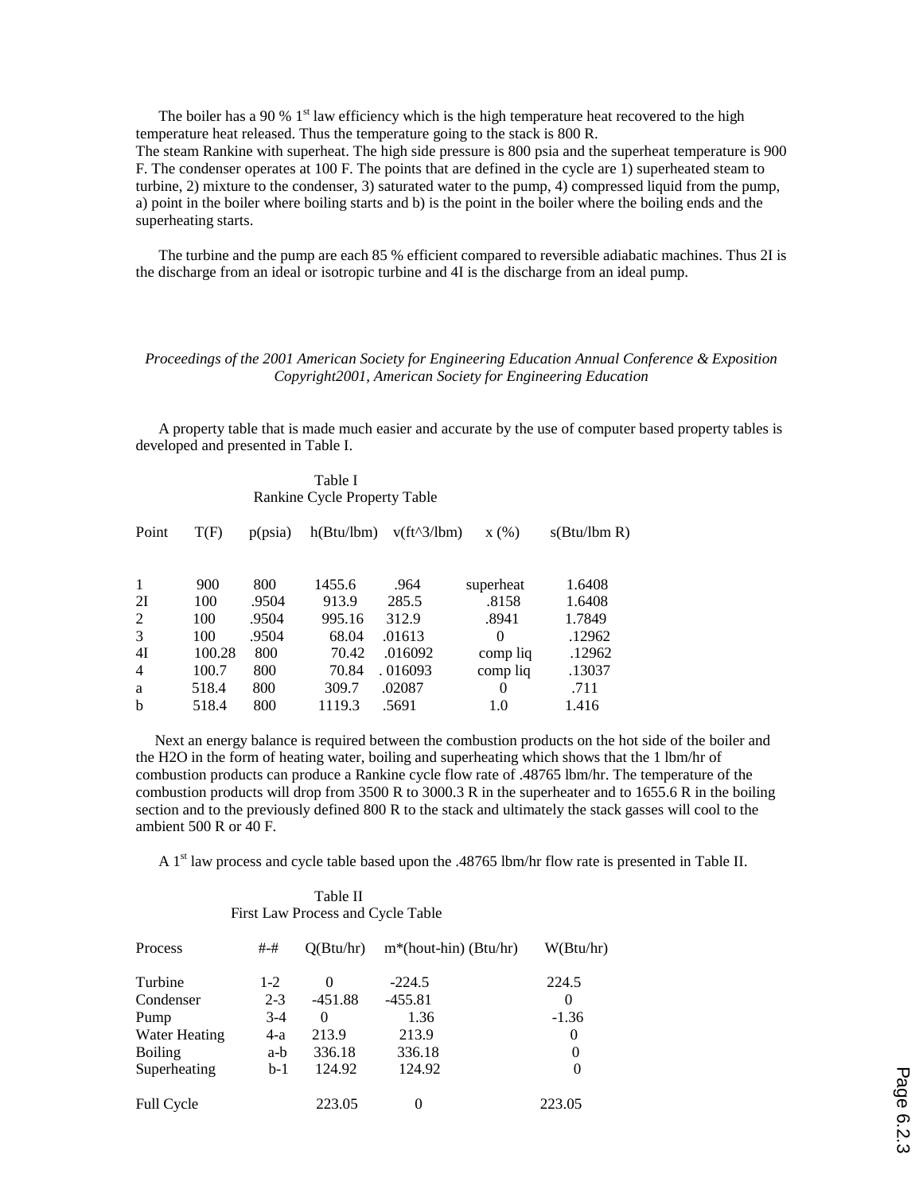The boiler has a 90 % 1[st] law efficiency which is the high temperature heat recovered to the high temperature heat released. Thus the temperature going to the stack is 800 R.
The steam Rankine with superheat. The high side pressure is 800 psia and the superheat temperature is 900 F. The condenser operates at 100 F. The points that are defined in the cycle are 1) superheated steam to turbine, 2) mixture to the condenser, 3) saturated water to the pump, 4) compressed liquid from the pump, a) point in the boiler where boiling starts and b) is the point in the boiler where the boiling ends and the superheating starts.

The turbine and the pump are each 85 % efficient compared to reversible adiabatic machines. Thus 2I is the discharge from an ideal or isotropic turbine and 4I is the discharge from an ideal pump.

A property table that is made much easier and accurate by the use of computer based property tables is developed and presented in Table I.

Table I
Rankine Cycle Property Table

| Point | T(F) | p(psia) | h(Btu/lbm) | v(ft^3/lbm) | x (%) | s(Btu/lbm R) |
|---|---|---|---|---|---|---|
| 1 | 900 | 800 | 1455.6 | .964 | superheat | 1.6408 |
| 2I | 100 | .9504 | 913.9 | 285.5 | .8158 | 1.6408 |
| 2 | 100 | .9504 | 995.16 | 312.9 | .8941 | 1.7849 |
| 3 | 100 | .9504 | 68.04 | .01613 | 0 | .12962 |
| 4I | 100.28 | 800 | 70.42 | .016092 | comp liq | .12962 |
| 4 | 100.7 | 800 | 70.84 | . 016093 | comp liq | .13037 |
| a | 518.4 | 800 | 309.7 | .02087 | 0 | .711 |
| b | 518.4 | 800 | 1119.3 | .5691 | 1.0 | 1.416 |

Next an energy balance is required between the combustion products on the hot side of the boiler and the $H_2O$ in the form of heating water, boiling and superheating which shows that the 1 lbm/hr of combustion products can produce a Rankine cycle flow rate of .48765 lbm/hr. The temperature of the combustion products will drop from 3500 R to 3000.3 R in the superheater and to 1655.6 R in the boiling section and to the previously defined 800 R to the stack and ultimately the stack gasses will cool to the ambient 500 R or 40 F.

A 1[st] law process and cycle table based upon the .48765 lbm/hr flow rate is presented in Table II.

Table II
First Law Process and Cycle Table

| Process | #-# | Q(Btu/hr) | m*(hout-hin) (Btu/hr) | W(Btu/hr) |
|---|---|---|---|---|
| Turbine | 1-2 | 0 | -224.5 | 224.5 |
| Condenser | 2-3 | -451.88 | -455.81 | 0 |
| Pump | 3-4 | 0 | 1.36 | -1.36 |
| Water Heating | 4-a | 213.9 | 213.9 | 0 |
| Boiling | a-b | 336.18 | 336.18 | 0 |
| Superheating | b-1 | 124.92 | 124.92 | 0 |
| Full Cycle | | 223.05 | 0 | 223.05 |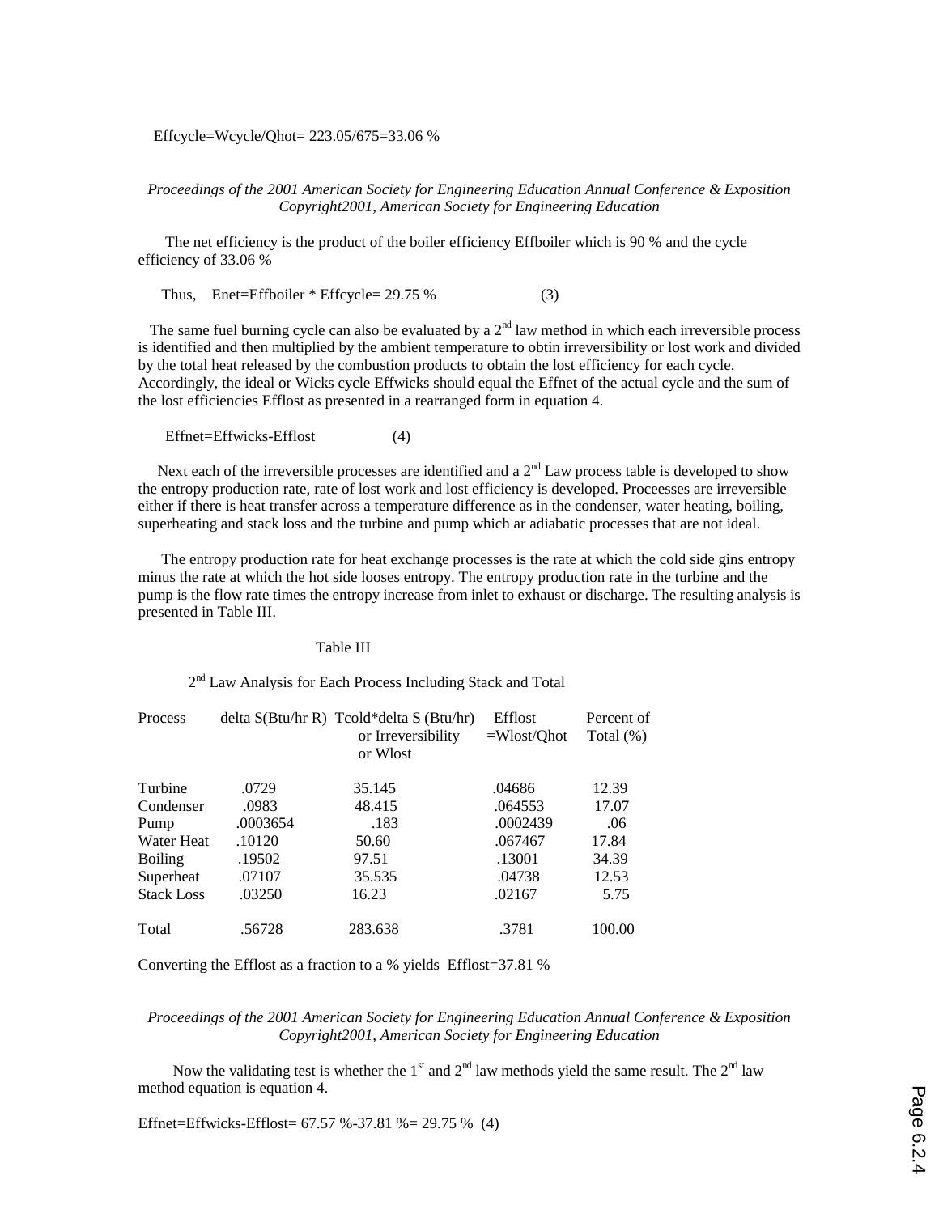$Effcycle=Wcycle/Qhot= 223.05/675=33.06$ %

The net efficiency is the product of the boiler efficiency Effboiler which is 90 % and the cycle efficiency of 33.06 %

Thus, $Enet=Effboiler * Effcycle= 29.75$ % (3)

The same fuel burning cycle can also be evaluated by a 2[nd] law method in which each irreversible process is identified and then multiplied by the ambient temperature to obtin irreversibility or lost work and divided by the total heat released by the combustion products to obtain the lost efficiency for each cycle. Accordingly, the ideal or Wicks cycle Effwicks should equal the Effnet of the actual cycle and the sum of the lost efficiencies Efflost as presented in a rearranged form in equation 4.

$$Effnet=Effwicks-Efflost \quad (4)$$

Next each of the irreversible processes are identified and a 2[nd] Law process table is developed to show the entropy production rate, rate of lost work and lost efficiency is developed. Proceesses are irreversible either if there is heat transfer across a temperature difference as in the condenser, water heating, boiling, superheating and stack loss and the turbine and pump which ar adiabatic processes that are not ideal.

The entropy production rate for heat exchange processes is the rate at which the cold side gins entropy minus the rate at which the hot side looses entropy. The entropy production rate in the turbine and the pump is the flow rate times the entropy increase from inlet to exhaust or discharge. The resulting analysis is presented in Table III.

Table III

2[nd] Law Analysis for Each Process Including Stack and Total

| Process | delta S(Btu/hr R) | Tcold*delta S (Btu/hr) or Irreversibility or Wlost | Efflost =Wlost/Qhot | Percent of Total (%) |
|---|---|---|---|---|
| Turbine | .0729 | 35.145 | .04686 | 12.39 |
| Condenser | .0983 | 48.415 | .064553 | 17.07 |
| Pump | .0003654 | .183 | .0002439 | .06 |
| Water Heat | .10120 | 50.60 | .067467 | 17.84 |
| Boiling | .19502 | 97.51 | .13001 | 34.39 |
| Superheat | .07107 | 35.535 | .04738 | 12.53 |
| Stack Loss | .03250 | 16.23 | .02167 | 5.75 |
| Total | .56728 | 283.638 | .3781 | 100.00 |

Converting the Efflost as a fraction to a % yields Efflost=37.81 %

Now the validating test is whether the 1[st] and 2[nd] law methods yield the same result. The 2[nd] law method equation is equation 4.

$$Effnet=Effwicks-Efflost= 67.57\ \%-37.81\ \%= 29.75\ \% \quad (4)$$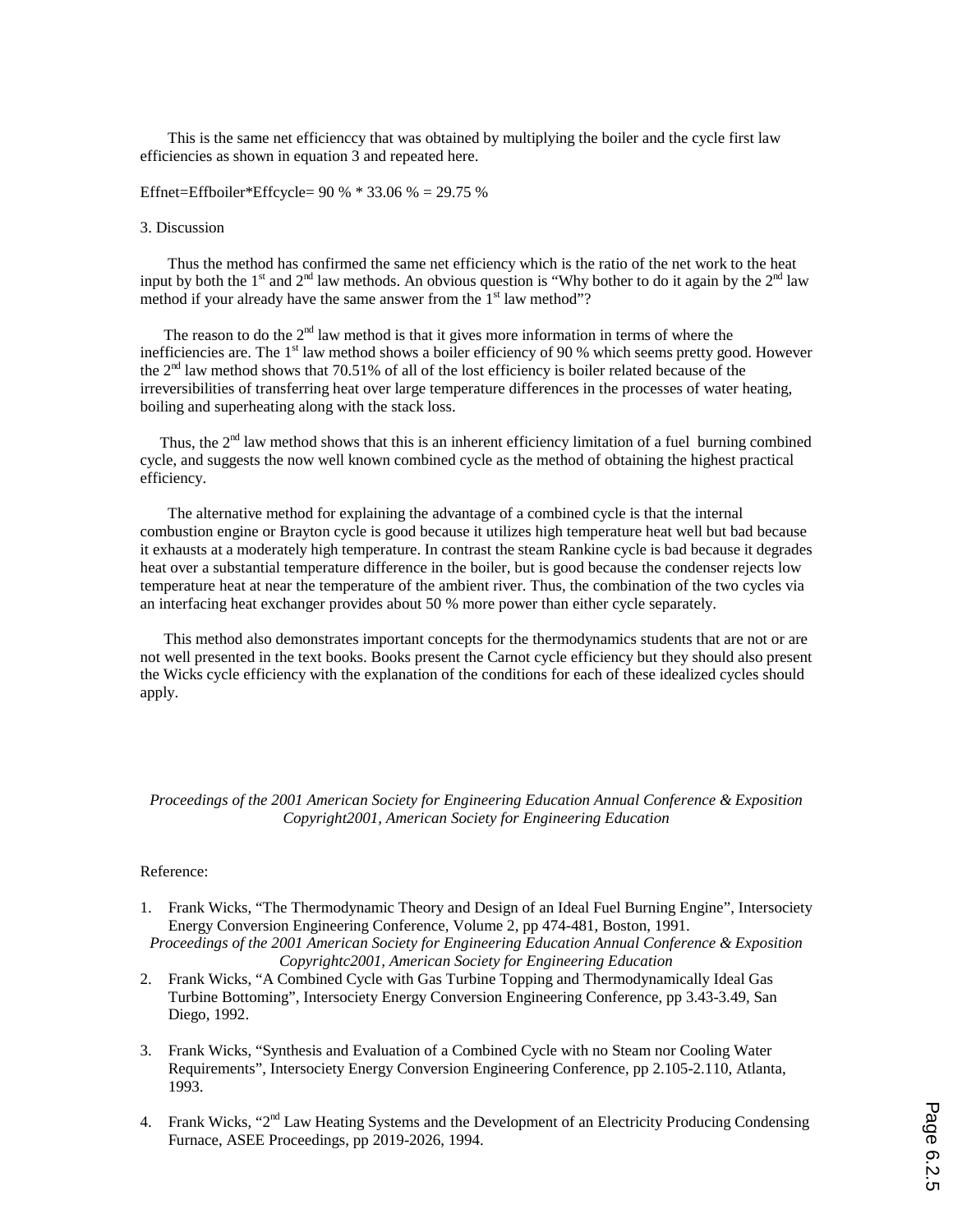This is the same net efficienccy that was obtained by multiplying the boiler and the cycle first law efficiencies as shown in equation 3 and repeated here.

Effnet=Effboiler*Effcycle= 90 % * 33.06 % = 29.75 %

## 3. Discussion

Thus the method has confirmed the same net efficiency which is the ratio of the net work to the heat input by both the 1st and 2nd law methods. An obvious question is "Why bother to do it again by the 2nd law method if your already have the same answer from the 1st law method"?

The reason to do the 2nd law method is that it gives more information in terms of where the inefficiencies are. The 1st law method shows a boiler efficiency of 90 % which seems pretty good. However the 2nd law method shows that 70.51% of all of the lost efficiency is boiler related because of the irreversibilities of transferring heat over large temperature differences in the processes of water heating, boiling and superheating along with the stack loss.

Thus, the 2nd law method shows that this is an inherent efficiency limitation of a fuel burning combined cycle, and suggests the now well known combined cycle as the method of obtaining the highest practical efficiency.

The alternative method for explaining the advantage of a combined cycle is that the internal combustion engine or Brayton cycle is good because it utilizes high temperature heat well but bad because it exhausts at a moderately high temperature. In contrast the steam Rankine cycle is bad because it degrades heat over a substantial temperature difference in the boiler, but is good because the condenser rejects low temperature heat at near the temperature of the ambient river. Thus, the combination of the two cycles via an interfacing heat exchanger provides about 50 % more power than either cycle separately.

This method also demonstrates important concepts for the thermodynamics students that are not or are not well presented in the text books. Books present the Carnot cycle efficiency but they should also present the Wicks cycle efficiency with the explanation of the conditions for each of these idealized cycles should apply.

Reference:

1. Frank Wicks, "The Thermodynamic Theory and Design of an Ideal Fuel Burning Engine", Intersociety Energy Conversion Engineering Conference, Volume 2, pp 474-481, Boston, 1991.
2. Frank Wicks, "A Combined Cycle with Gas Turbine Topping and Thermodynamically Ideal Gas Turbine Bottoming", Intersociety Energy Conversion Engineering Conference, pp 3.43-3.49, San Diego, 1992.
3. Frank Wicks, "Synthesis and Evaluation of a Combined Cycle with no Steam nor Cooling Water Requirements", Intersociety Energy Conversion Engineering Conference, pp 2.105-2.110, Atlanta, 1993.
4. Frank Wicks, "2nd Law Heating Systems and the Development of an Electricity Producing Condensing Furnace, ASEE Proceedings, pp 2019-2026, 1994.